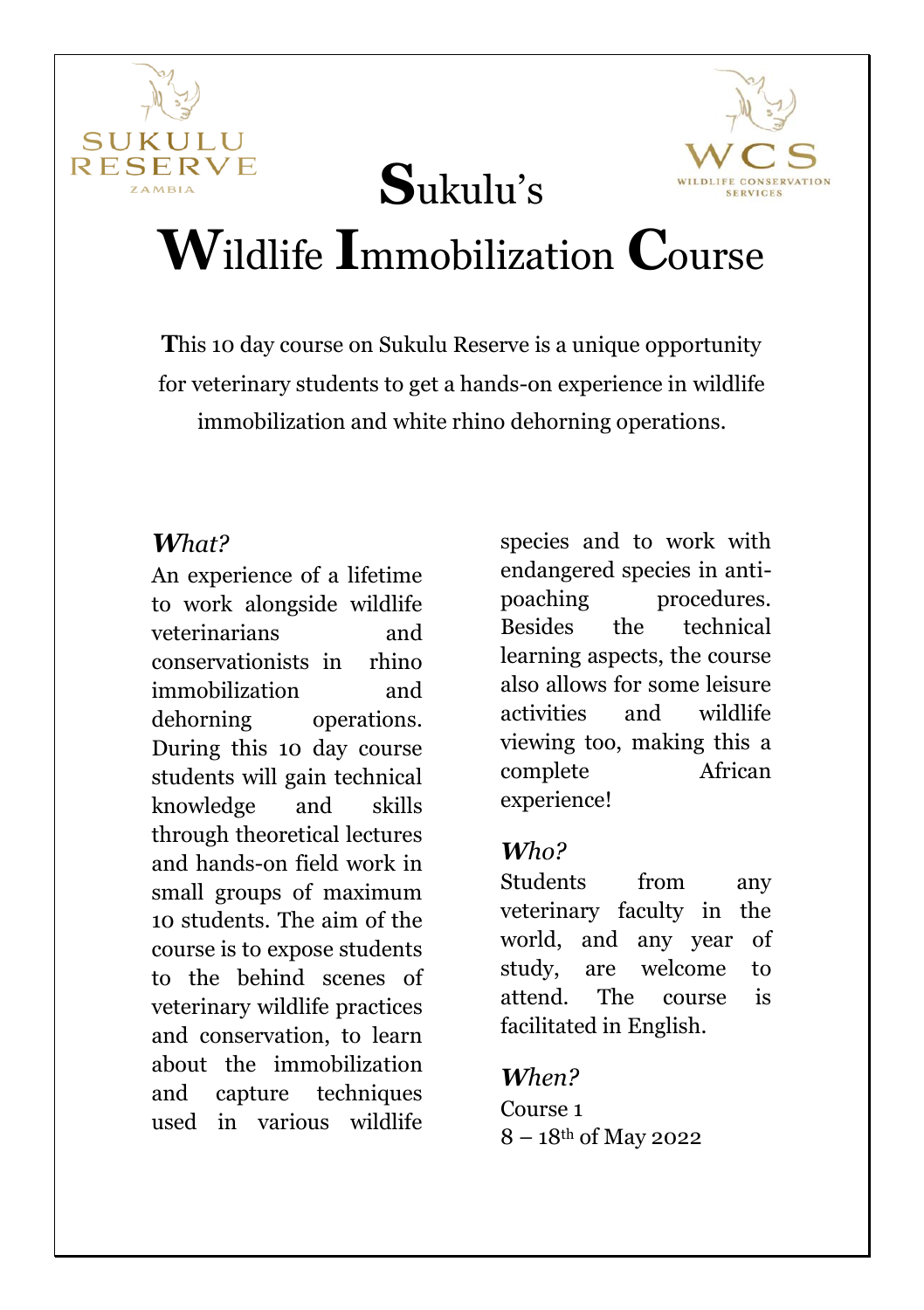SUKULU RESERVE ZAMBIA

WCS WILDLIFE CONSERVATION SERVICES

# Sukulu's Wildlife Immobilization Course

**T**his 10 day course on Sukulu Reserve is a unique opportunity for veterinary students to get a hands-on experience in wildlife immobilization and white rhino dehorning operations.

### *What?*

An experience of a lifetime to work alongside wildlife veterinarians and conservationists in rhino immobilization and dehorning operations. During this 10 day course students will gain technical knowledge and skills through theoretical lectures and hands-on field work in small groups of maximum 10 students. The aim of the course is to expose students to the behind scenes of veterinary wildlife practices and conservation, to learn about the immobilization and capture techniques used in various wildlife species and to work with endangered species in anti-poaching procedures. Besides the technical learning aspects, the course also allows for some leisure activities and wildlife viewing too, making this a complete African experience!

### *Who?*

Students from any veterinary faculty in the world, and any year of study, are welcome to attend. The course is facilitated in English.

### *When?*

Course 1
8 – 18th of May 2022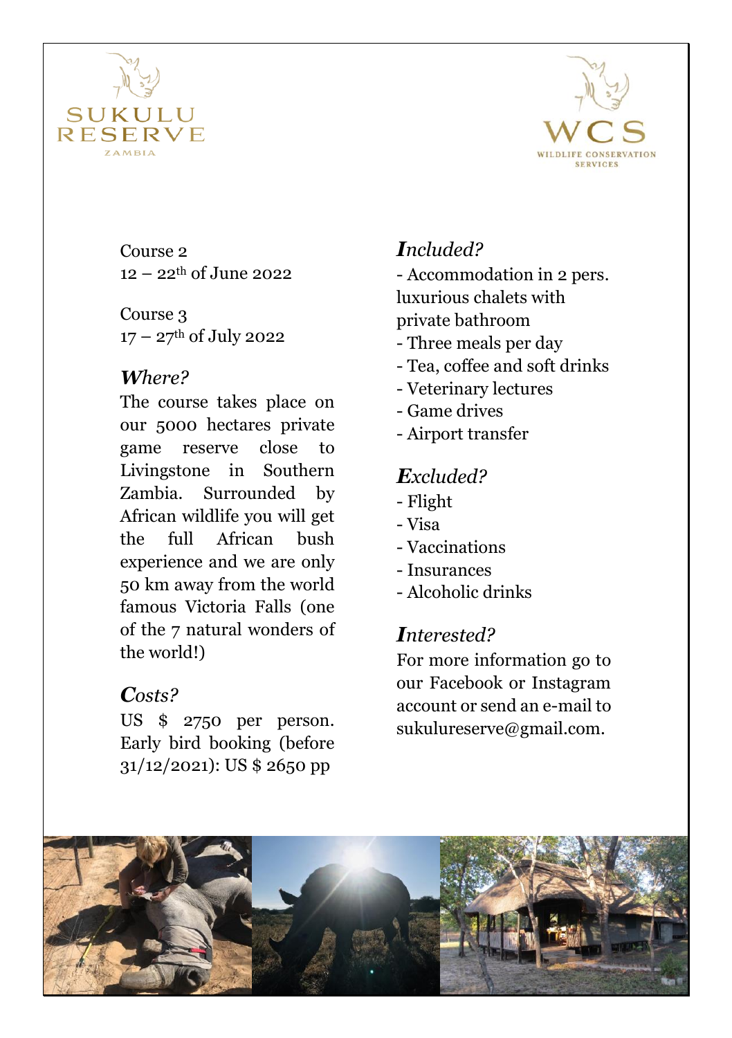SUKULU RESERVE
ZAMBIA

WCS
WILDLIFE CONSERVATION SERVICES

Course 2
12 – 22th of June 2022

Course 3
17 – 27th of July 2022

### *Where?*

The course takes place on our 5000 hectares private game reserve close to Livingstone in Southern Zambia. Surrounded by African wildlife you will get the full African bush experience and we are only 50 km away from the world famous Victoria Falls (one of the 7 natural wonders of the world!)

### *Costs?*

US $ 2750 per person. Early bird booking (before 31/12/2021): US $ 2650 pp

### *Included?*

- Accommodation in 2 pers. luxurious chalets with private bathroom
- Three meals per day
- Tea, coffee and soft drinks
- Veterinary lectures
- Game drives
- Airport transfer

### *Excluded?*

- Flight
- Visa
- Vaccinations
- Insurances
- Alcoholic drinks

### *Interested?*

For more information go to our Facebook or Instagram account or send an e-mail to sukulureserve@gmail.com.